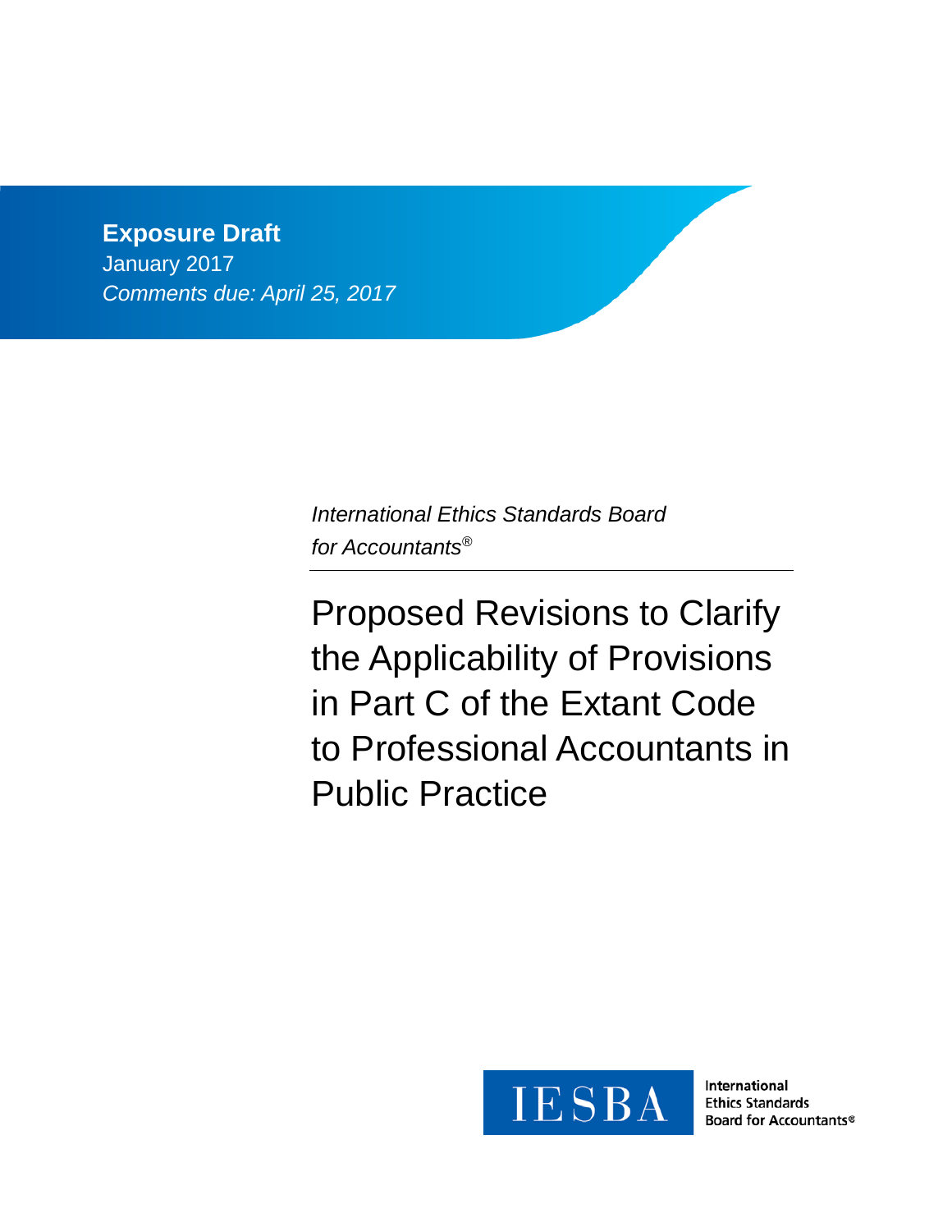**Exposure Draft**
January 2017
*Comments due: April 25, 2017*

*International Ethics Standards Board for Accountants®*

# Proposed Revisions to Clarify the Applicability of Provisions in Part C of the Extant Code to Professional Accountants in Public Practice

IESBA

International Ethics Standards Board for Accountants®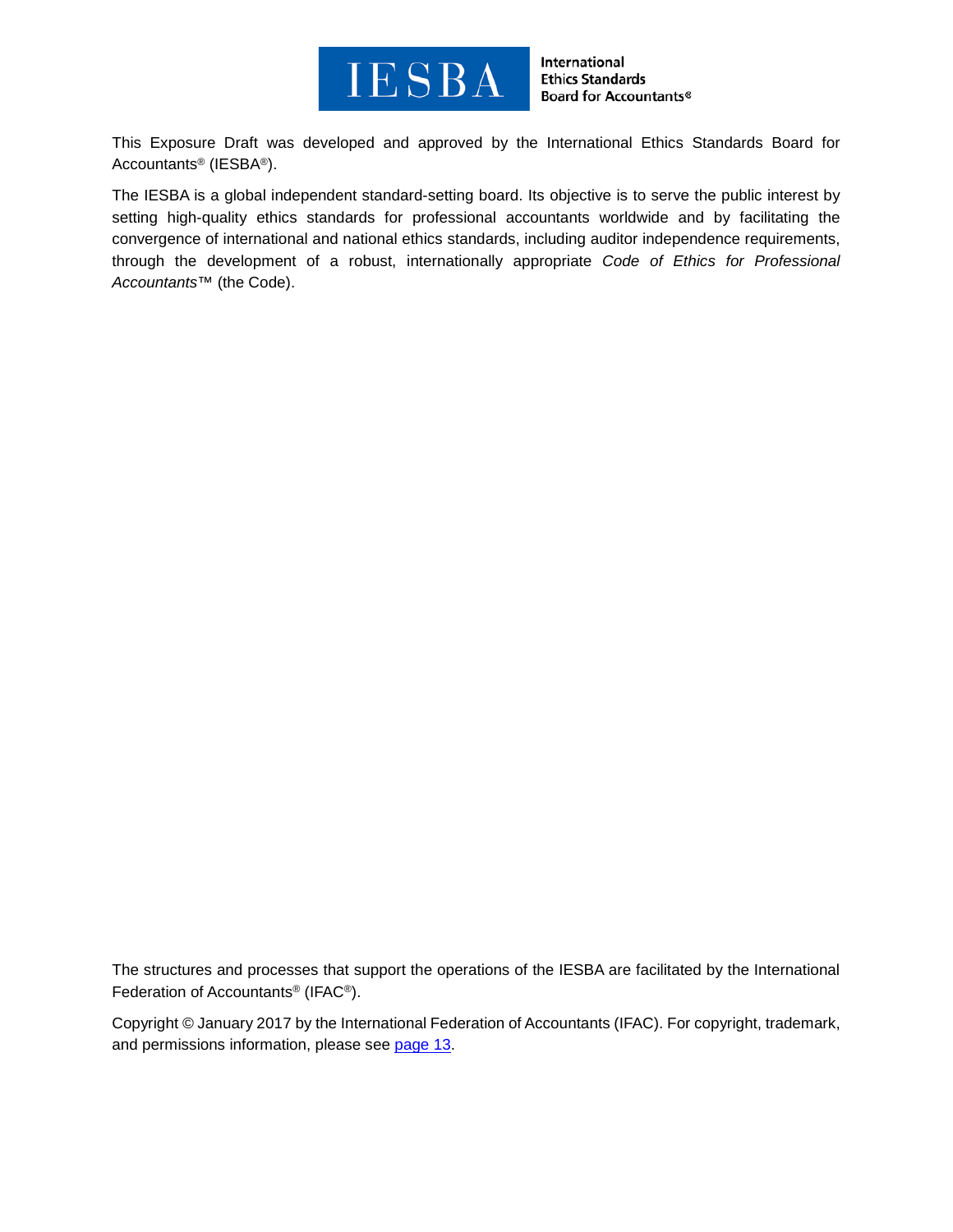This Exposure Draft was developed and approved by the International Ethics Standards Board for Accountants® (IESBA®).

The IESBA is a global independent standard-setting board. Its objective is to serve the public interest by setting high-quality ethics standards for professional accountants worldwide and by facilitating the convergence of international and national ethics standards, including auditor independence requirements, through the development of a robust, internationally appropriate *Code of Ethics for Professional Accountants*™ (the Code).

The structures and processes that support the operations of the IESBA are facilitated by the International Federation of Accountants® (IFAC®).

Copyright © January 2017 by the International Federation of Accountants (IFAC). For copyright, trademark, and permissions information, please see page 13.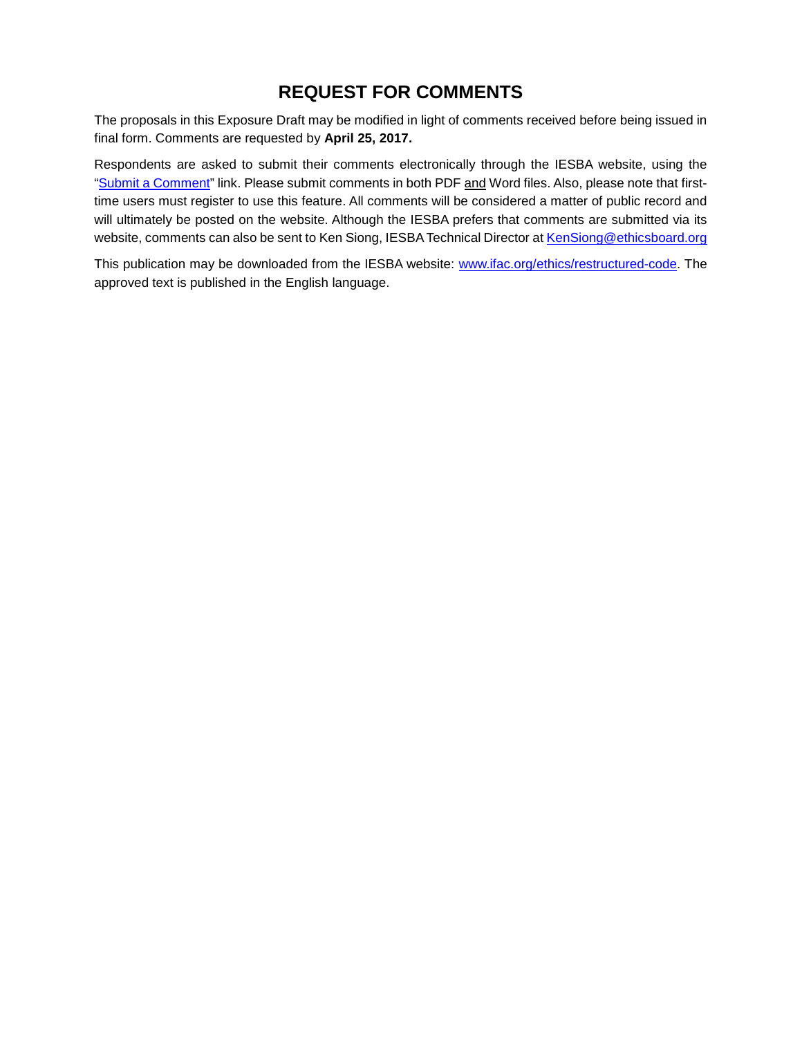# REQUEST FOR COMMENTS

The proposals in this Exposure Draft may be modified in light of comments received before being issued in final form. Comments are requested by **April 25, 2017.**

Respondents are asked to submit their comments electronically through the IESBA website, using the "Submit a Comment" link. Please submit comments in both PDF and Word files. Also, please note that first-time users must register to use this feature. All comments will be considered a matter of public record and will ultimately be posted on the website. Although the IESBA prefers that comments are submitted via its website, comments can also be sent to Ken Siong, IESBA Technical Director at KenSiong@ethicsboard.org

This publication may be downloaded from the IESBA website: www.ifac.org/ethics/restructured-code. The approved text is published in the English language.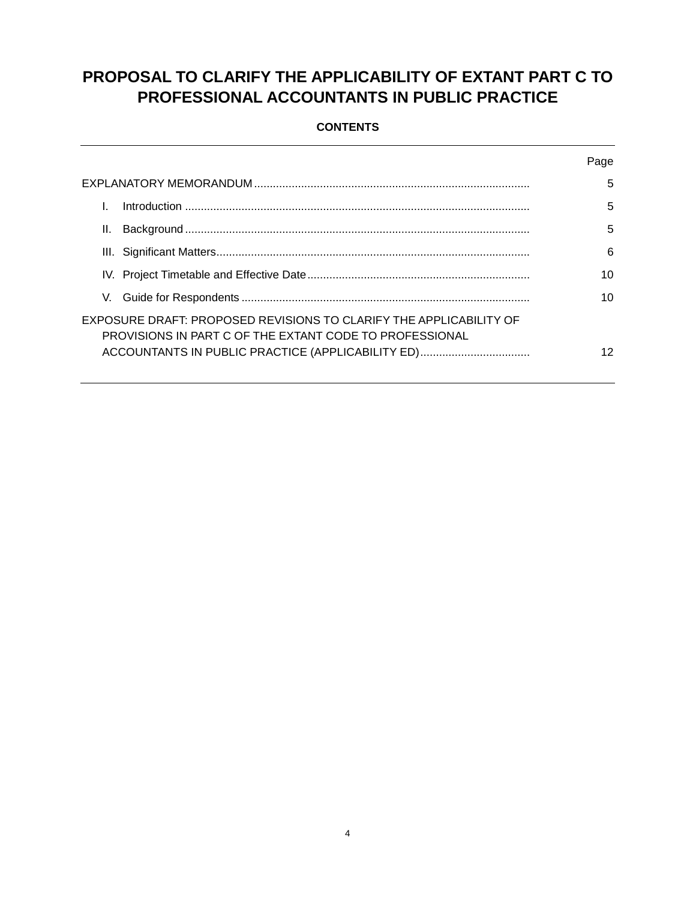# PROPOSAL TO CLARIFY THE APPLICABILITY OF EXTANT PART C TO PROFESSIONAL ACCOUNTANTS IN PUBLIC PRACTICE

**CONTENTS**

| | Page |
|---|---|
| EXPLANATORY MEMORANDUM | 5 |
| I. Introduction | 5 |
| II. Background | 5 |
| III. Significant Matters | 6 |
| IV. Project Timetable and Effective Date | 10 |
| V. Guide for Respondents | 10 |
| EXPOSURE DRAFT: PROPOSED REVISIONS TO CLARIFY THE APPLICABILITY OF PROVISIONS IN PART C OF THE EXTANT CODE TO PROFESSIONAL ACCOUNTANTS IN PUBLIC PRACTICE (APPLICABILITY ED) | 12 |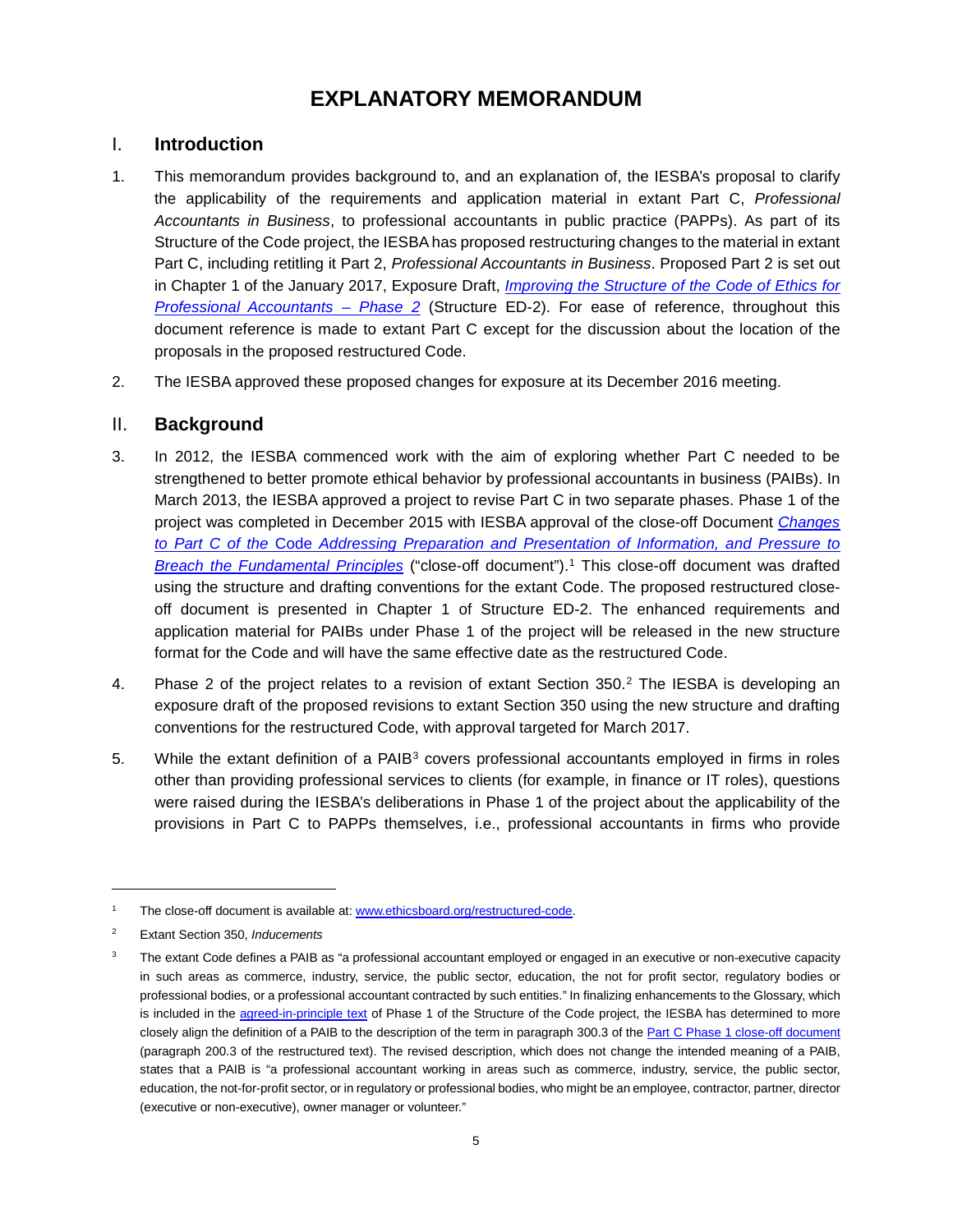# EXPLANATORY MEMORANDUM

## I. Introduction

1. This memorandum provides background to, and an explanation of, the IESBA's proposal to clarify the applicability of the requirements and application material in extant Part C, *Professional Accountants in Business*, to professional accountants in public practice (PAPPs). As part of its Structure of the Code project, the IESBA has proposed restructuring changes to the material in extant Part C, including retitling it Part 2, *Professional Accountants in Business*. Proposed Part 2 is set out in Chapter 1 of the January 2017, Exposure Draft, *Improving the Structure of the Code of Ethics for Professional Accountants – Phase 2* (Structure ED-2). For ease of reference, throughout this document reference is made to extant Part C except for the discussion about the location of the proposals in the proposed restructured Code.

2. The IESBA approved these proposed changes for exposure at its December 2016 meeting.

## II. Background

3. In 2012, the IESBA commenced work with the aim of exploring whether Part C needed to be strengthened to better promote ethical behavior by professional accountants in business (PAIBs). In March 2013, the IESBA approved a project to revise Part C in two separate phases. Phase 1 of the project was completed in December 2015 with IESBA approval of the close-off Document *Changes to Part C of the* Code *Addressing Preparation and Presentation of Information, and Pressure to Breach the Fundamental Principles* ("close-off document").[1] This close-off document was drafted using the structure and drafting conventions for the extant Code. The proposed restructured close-off document is presented in Chapter 1 of Structure ED-2. The enhanced requirements and application material for PAIBs under Phase 1 of the project will be released in the new structure format for the Code and will have the same effective date as the restructured Code.

4. Phase 2 of the project relates to a revision of extant Section 350.[2] The IESBA is developing an exposure draft of the proposed revisions to extant Section 350 using the new structure and drafting conventions for the restructured Code, with approval targeted for March 2017.

5. While the extant definition of a PAIB[3] covers professional accountants employed in firms in roles other than providing professional services to clients (for example, in finance or IT roles), questions were raised during the IESBA's deliberations in Phase 1 of the project about the applicability of the provisions in Part C to PAPPs themselves, i.e., professional accountants in firms who provide

---

[1] The close-off document is available at: www.ethicsboard.org/restructured-code.

[2] Extant Section 350, *Inducements*

[3] The extant Code defines a PAIB as "a professional accountant employed or engaged in an executive or non-executive capacity in such areas as commerce, industry, service, the public sector, education, the not for profit sector, regulatory bodies or professional bodies, or a professional accountant contracted by such entities." In finalizing enhancements to the Glossary, which is included in the agreed-in-principle text of Phase 1 of the Structure of the Code project, the IESBA has determined to more closely align the definition of a PAIB to the description of the term in paragraph 300.3 of the Part C Phase 1 close-off document (paragraph 200.3 of the restructured text). The revised description, which does not change the intended meaning of a PAIB, states that a PAIB is "a professional accountant working in areas such as commerce, industry, service, the public sector, education, the not-for-profit sector, or in regulatory or professional bodies, who might be an employee, contractor, partner, director (executive or non-executive), owner manager or volunteer."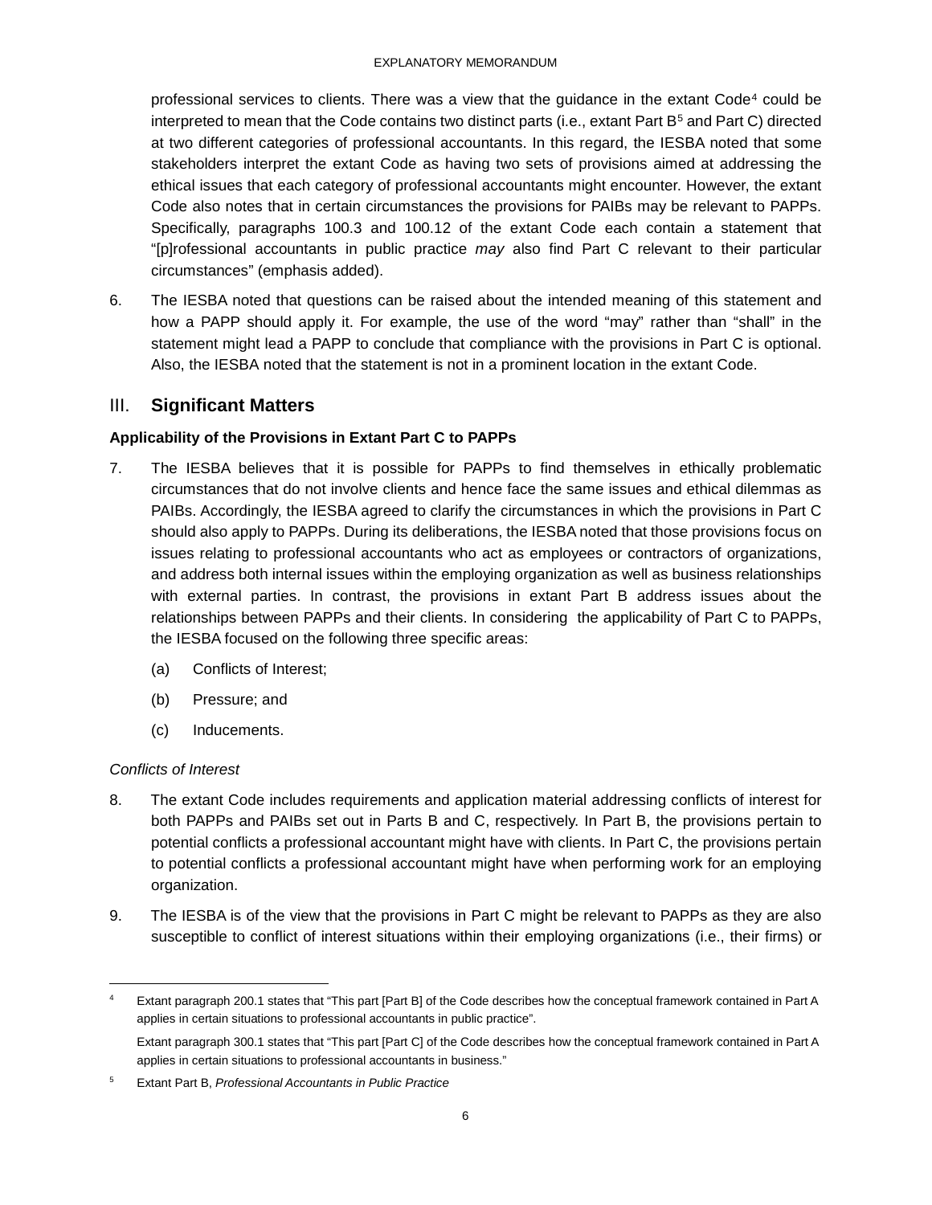professional services to clients. There was a view that the guidance in the extant Code[4] could be interpreted to mean that the Code contains two distinct parts (i.e., extant Part B[5] and Part C) directed at two different categories of professional accountants. In this regard, the IESBA noted that some stakeholders interpret the extant Code as having two sets of provisions aimed at addressing the ethical issues that each category of professional accountants might encounter. However, the extant Code also notes that in certain circumstances the provisions for PAIBs may be relevant to PAPPs. Specifically, paragraphs 100.3 and 100.12 of the extant Code each contain a statement that "[p]rofessional accountants in public practice *may* also find Part C relevant to their particular circumstances" (emphasis added).

6. The IESBA noted that questions can be raised about the intended meaning of this statement and how a PAPP should apply it. For example, the use of the word "may" rather than "shall" in the statement might lead a PAPP to conclude that compliance with the provisions in Part C is optional. Also, the IESBA noted that the statement is not in a prominent location in the extant Code.

## III. Significant Matters

### Applicability of the Provisions in Extant Part C to PAPPs

7. The IESBA believes that it is possible for PAPPs to find themselves in ethically problematic circumstances that do not involve clients and hence face the same issues and ethical dilemmas as PAIBs. Accordingly, the IESBA agreed to clarify the circumstances in which the provisions in Part C should also apply to PAPPs. During its deliberations, the IESBA noted that those provisions focus on issues relating to professional accountants who act as employees or contractors of organizations, and address both internal issues within the employing organization as well as business relationships with external parties. In contrast, the provisions in extant Part B address issues about the relationships between PAPPs and their clients. In considering the applicability of Part C to PAPPs, the IESBA focused on the following three specific areas:

   (a) Conflicts of Interest;

   (b) Pressure; and

   (c) Inducements.

*Conflicts of Interest*

8. The extant Code includes requirements and application material addressing conflicts of interest for both PAPPs and PAIBs set out in Parts B and C, respectively. In Part B, the provisions pertain to potential conflicts a professional accountant might have with clients. In Part C, the provisions pertain to potential conflicts a professional accountant might have when performing work for an employing organization.

9. The IESBA is of the view that the provisions in Part C might be relevant to PAPPs as they are also susceptible to conflict of interest situations within their employing organizations (i.e., their firms) or

---

[4] Extant paragraph 200.1 states that "This part [Part B] of the Code describes how the conceptual framework contained in Part A applies in certain situations to professional accountants in public practice".

Extant paragraph 300.1 states that "This part [Part C] of the Code describes how the conceptual framework contained in Part A applies in certain situations to professional accountants in business."

[5] Extant Part B, *Professional Accountants in Public Practice*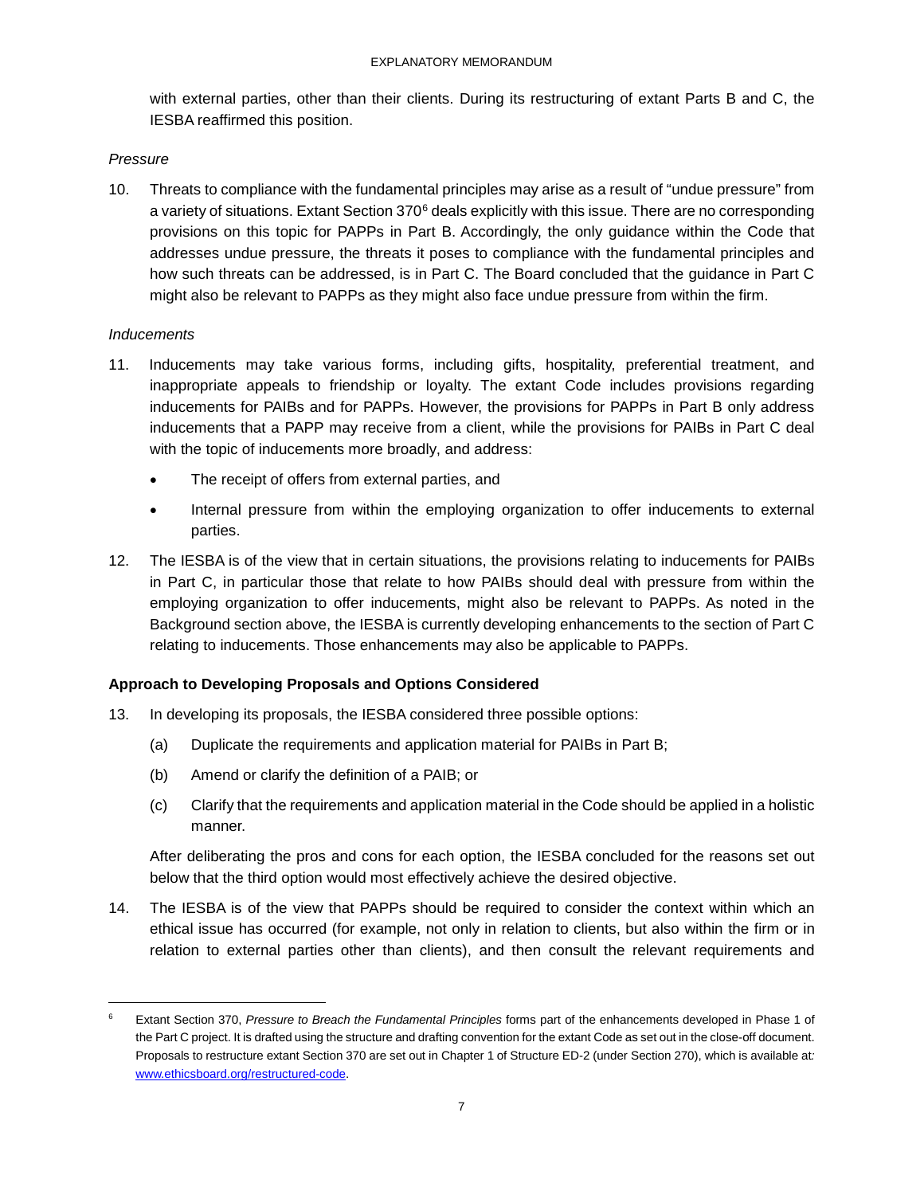with external parties, other than their clients. During its restructuring of extant Parts B and C, the IESBA reaffirmed this position.

*Pressure*

10. Threats to compliance with the fundamental principles may arise as a result of "undue pressure" from a variety of situations. Extant Section 370[6] deals explicitly with this issue. There are no corresponding provisions on this topic for PAPPs in Part B. Accordingly, the only guidance within the Code that addresses undue pressure, the threats it poses to compliance with the fundamental principles and how such threats can be addressed, is in Part C. The Board concluded that the guidance in Part C might also be relevant to PAPPs as they might also face undue pressure from within the firm.

*Inducements*

11. Inducements may take various forms, including gifts, hospitality, preferential treatment, and inappropriate appeals to friendship or loyalty. The extant Code includes provisions regarding inducements for PAIBs and for PAPPs. However, the provisions for PAPPs in Part B only address inducements that a PAPP may receive from a client, while the provisions for PAIBs in Part C deal with the topic of inducements more broadly, and address:

    - The receipt of offers from external parties, and
    - Internal pressure from within the employing organization to offer inducements to external parties.

12. The IESBA is of the view that in certain situations, the provisions relating to inducements for PAIBs in Part C, in particular those that relate to how PAIBs should deal with pressure from within the employing organization to offer inducements, might also be relevant to PAPPs. As noted in the Background section above, the IESBA is currently developing enhancements to the section of Part C relating to inducements. Those enhancements may also be applicable to PAPPs.

**Approach to Developing Proposals and Options Considered**

13. In developing its proposals, the IESBA considered three possible options:

    (a) Duplicate the requirements and application material for PAIBs in Part B;

    (b) Amend or clarify the definition of a PAIB; or

    (c) Clarify that the requirements and application material in the Code should be applied in a holistic manner.

    After deliberating the pros and cons for each option, the IESBA concluded for the reasons set out below that the third option would most effectively achieve the desired objective.

14. The IESBA is of the view that PAPPs should be required to consider the context within which an ethical issue has occurred (for example, not only in relation to clients, but also within the firm or in relation to external parties other than clients), and then consult the relevant requirements and

---

[6] Extant Section 370, *Pressure to Breach the Fundamental Principles* forms part of the enhancements developed in Phase 1 of the Part C project. It is drafted using the structure and drafting convention for the extant Code as set out in the close-off document. Proposals to restructure extant Section 370 are set out in Chapter 1 of Structure ED-2 (under Section 270), which is available at: www.ethicsboard.org/restructured-code.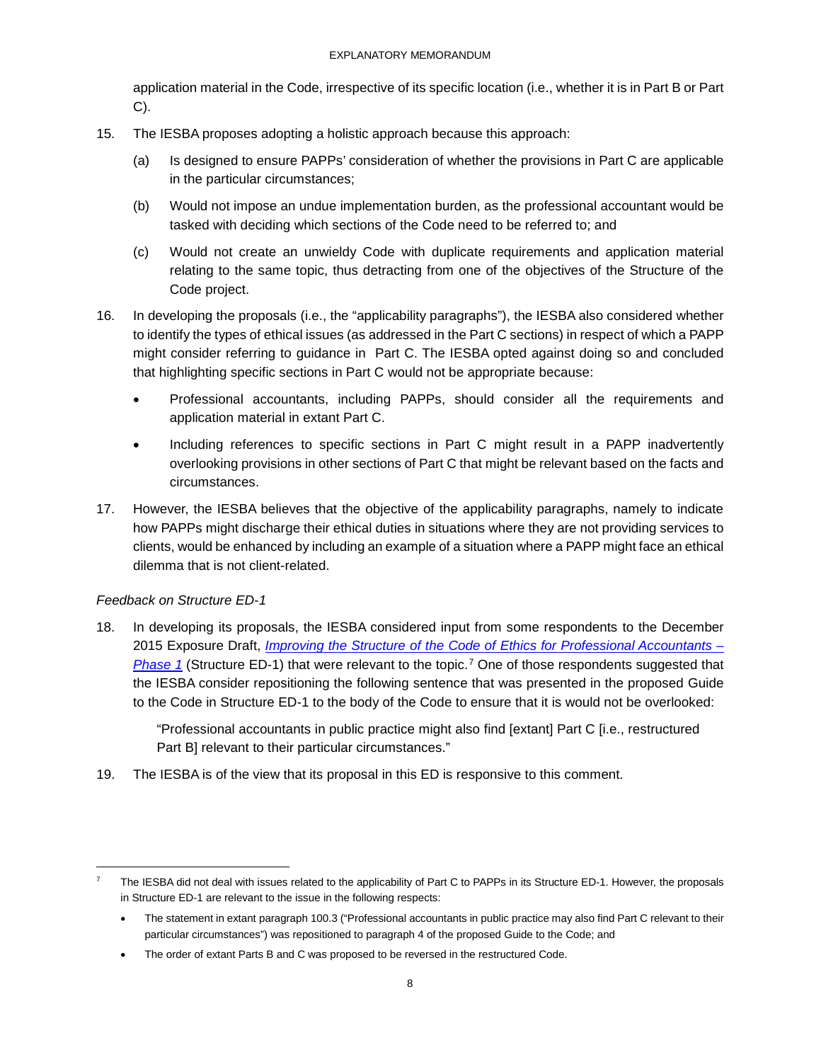application material in the Code, irrespective of its specific location (i.e., whether it is in Part B or Part C).

15. The IESBA proposes adopting a holistic approach because this approach:

    (a) Is designed to ensure PAPPs' consideration of whether the provisions in Part C are applicable in the particular circumstances;

    (b) Would not impose an undue implementation burden, as the professional accountant would be tasked with deciding which sections of the Code need to be referred to; and

    (c) Would not create an unwieldy Code with duplicate requirements and application material relating to the same topic, thus detracting from one of the objectives of the Structure of the Code project.

16. In developing the proposals (i.e., the "applicability paragraphs"), the IESBA also considered whether to identify the types of ethical issues (as addressed in the Part C sections) in respect of which a PAPP might consider referring to guidance in Part C. The IESBA opted against doing so and concluded that highlighting specific sections in Part C would not be appropriate because:

    - Professional accountants, including PAPPs, should consider all the requirements and application material in extant Part C.
    - Including references to specific sections in Part C might result in a PAPP inadvertently overlooking provisions in other sections of Part C that might be relevant based on the facts and circumstances.

17. However, the IESBA believes that the objective of the applicability paragraphs, namely to indicate how PAPPs might discharge their ethical duties in situations where they are not providing services to clients, would be enhanced by including an example of a situation where a PAPP might face an ethical dilemma that is not client-related.

*Feedback on Structure ED-1*

18. In developing its proposals, the IESBA considered input from some respondents to the December 2015 Exposure Draft, *Improving the Structure of the Code of Ethics for Professional Accountants – Phase 1* (Structure ED-1) that were relevant to the topic.[7] One of those respondents suggested that the IESBA consider repositioning the following sentence that was presented in the proposed Guide to the Code in Structure ED-1 to the body of the Code to ensure that it is would not be overlooked:

    > "Professional accountants in public practice might also find [extant] Part C [i.e., restructured Part B] relevant to their particular circumstances."

19. The IESBA is of the view that its proposal in this ED is responsive to this comment.

---

[7] The IESBA did not deal with issues related to the applicability of Part C to PAPPs in its Structure ED-1. However, the proposals in Structure ED-1 are relevant to the issue in the following respects:

- The statement in extant paragraph 100.3 ("Professional accountants in public practice may also find Part C relevant to their particular circumstances") was repositioned to paragraph 4 of the proposed Guide to the Code; and
- The order of extant Parts B and C was proposed to be reversed in the restructured Code.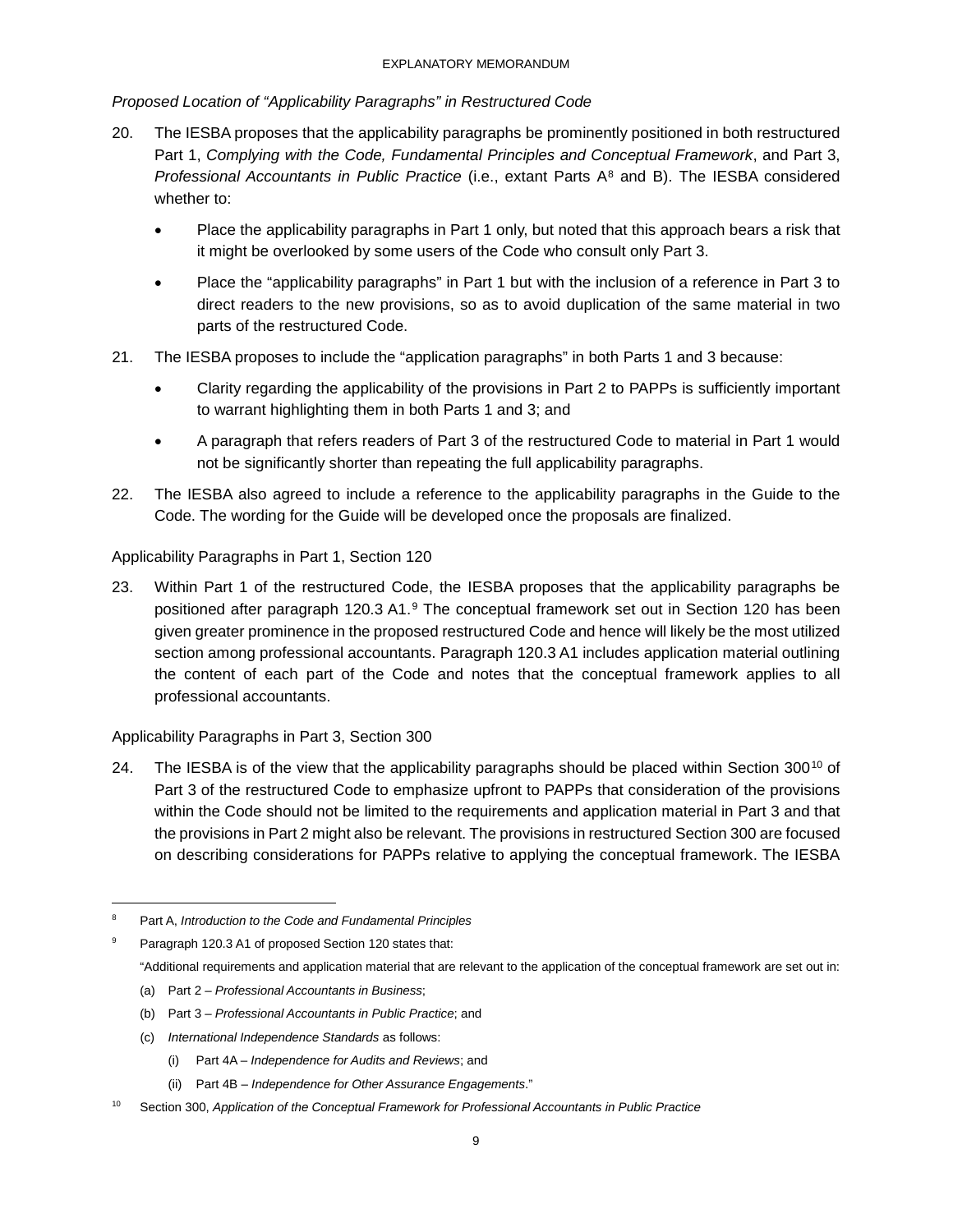*Proposed Location of "Applicability Paragraphs" in Restructured Code*

20. The IESBA proposes that the applicability paragraphs be prominently positioned in both restructured Part 1, *Complying with the Code, Fundamental Principles and Conceptual Framework*, and Part 3, *Professional Accountants in Public Practice* (i.e., extant Parts A[8] and B). The IESBA considered whether to:

    - Place the applicability paragraphs in Part 1 only, but noted that this approach bears a risk that it might be overlooked by some users of the Code who consult only Part 3.
    - Place the "applicability paragraphs" in Part 1 but with the inclusion of a reference in Part 3 to direct readers to the new provisions, so as to avoid duplication of the same material in two parts of the restructured Code.

21. The IESBA proposes to include the "application paragraphs" in both Parts 1 and 3 because:

    - Clarity regarding the applicability of the provisions in Part 2 to PAPPs is sufficiently important to warrant highlighting them in both Parts 1 and 3; and
    - A paragraph that refers readers of Part 3 of the restructured Code to material in Part 1 would not be significantly shorter than repeating the full applicability paragraphs.

22. The IESBA also agreed to include a reference to the applicability paragraphs in the Guide to the Code. The wording for the Guide will be developed once the proposals are finalized.

Applicability Paragraphs in Part 1, Section 120

23. Within Part 1 of the restructured Code, the IESBA proposes that the applicability paragraphs be positioned after paragraph 120.3 A1.[9] The conceptual framework set out in Section 120 has been given greater prominence in the proposed restructured Code and hence will likely be the most utilized section among professional accountants. Paragraph 120.3 A1 includes application material outlining the content of each part of the Code and notes that the conceptual framework applies to all professional accountants.

Applicability Paragraphs in Part 3, Section 300

24. The IESBA is of the view that the applicability paragraphs should be placed within Section 300[10] of Part 3 of the restructured Code to emphasize upfront to PAPPs that consideration of the provisions within the Code should not be limited to the requirements and application material in Part 3 and that the provisions in Part 2 might also be relevant. The provisions in restructured Section 300 are focused on describing considerations for PAPPs relative to applying the conceptual framework. The IESBA

---

[8] Part A, *Introduction to the Code and Fundamental Principles*

[9] Paragraph 120.3 A1 of proposed Section 120 states that:

"Additional requirements and application material that are relevant to the application of the conceptual framework are set out in:

(a) Part 2 – *Professional Accountants in Business*;

(b) Part 3 – *Professional Accountants in Public Practice*; and

(c) *International Independence Standards* as follows:

(i) Part 4A – *Independence for Audits and Reviews*; and

(ii) Part 4B – *Independence for Other Assurance Engagements*."

[10] Section 300, *Application of the Conceptual Framework for Professional Accountants in Public Practice*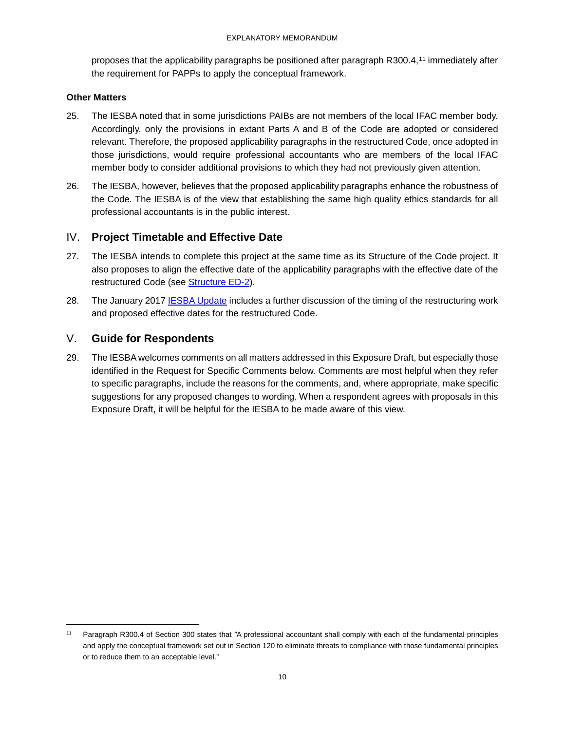proposes that the applicability paragraphs be positioned after paragraph R300.4,[11] immediately after the requirement for PAPPs to apply the conceptual framework.

**Other Matters**

25. The IESBA noted that in some jurisdictions PAIBs are not members of the local IFAC member body. Accordingly, only the provisions in extant Parts A and B of the Code are adopted or considered relevant. Therefore, the proposed applicability paragraphs in the restructured Code, once adopted in those jurisdictions, would require professional accountants who are members of the local IFAC member body to consider additional provisions to which they had not previously given attention.

26. The IESBA, however, believes that the proposed applicability paragraphs enhance the robustness of the Code. The IESBA is of the view that establishing the same high quality ethics standards for all professional accountants is in the public interest.

## IV. Project Timetable and Effective Date

27. The IESBA intends to complete this project at the same time as its Structure of the Code project. It also proposes to align the effective date of the applicability paragraphs with the effective date of the restructured Code (see Structure ED-2).

28. The January 2017 IESBA Update includes a further discussion of the timing of the restructuring work and proposed effective dates for the restructured Code.

## V. Guide for Respondents

29. The IESBA welcomes comments on all matters addressed in this Exposure Draft, but especially those identified in the Request for Specific Comments below. Comments are most helpful when they refer to specific paragraphs, include the reasons for the comments, and, where appropriate, make specific suggestions for any proposed changes to wording. When a respondent agrees with proposals in this Exposure Draft, it will be helpful for the IESBA to be made aware of this view.

---

[11] Paragraph R300.4 of Section 300 states that "A professional accountant shall comply with each of the fundamental principles and apply the conceptual framework set out in Section 120 to eliminate threats to compliance with those fundamental principles or to reduce them to an acceptable level."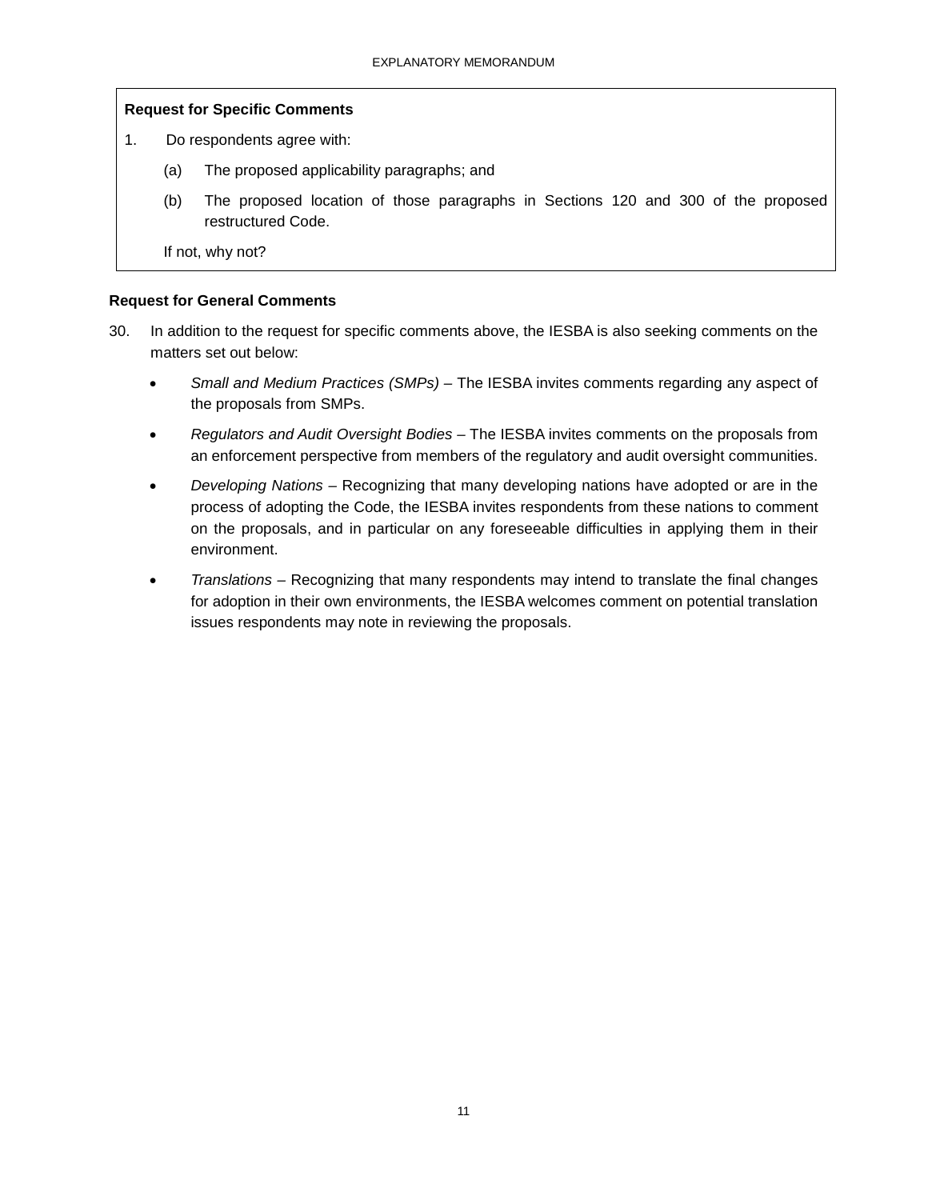**Request for Specific Comments**

1. Do respondents agree with:

   (a) The proposed applicability paragraphs; and

   (b) The proposed location of those paragraphs in Sections 120 and 300 of the proposed restructured Code.

   If not, why not?

**Request for General Comments**

30. In addition to the request for specific comments above, the IESBA is also seeking comments on the matters set out below:

    - *Small and Medium Practices (SMPs)* – The IESBA invites comments regarding any aspect of the proposals from SMPs.
    - *Regulators and Audit Oversight Bodies* – The IESBA invites comments on the proposals from an enforcement perspective from members of the regulatory and audit oversight communities.
    - *Developing Nations* – Recognizing that many developing nations have adopted or are in the process of adopting the Code, the IESBA invites respondents from these nations to comment on the proposals, and in particular on any foreseeable difficulties in applying them in their environment.
    - *Translations* – Recognizing that many respondents may intend to translate the final changes for adoption in their own environments, the IESBA welcomes comment on potential translation issues respondents may note in reviewing the proposals.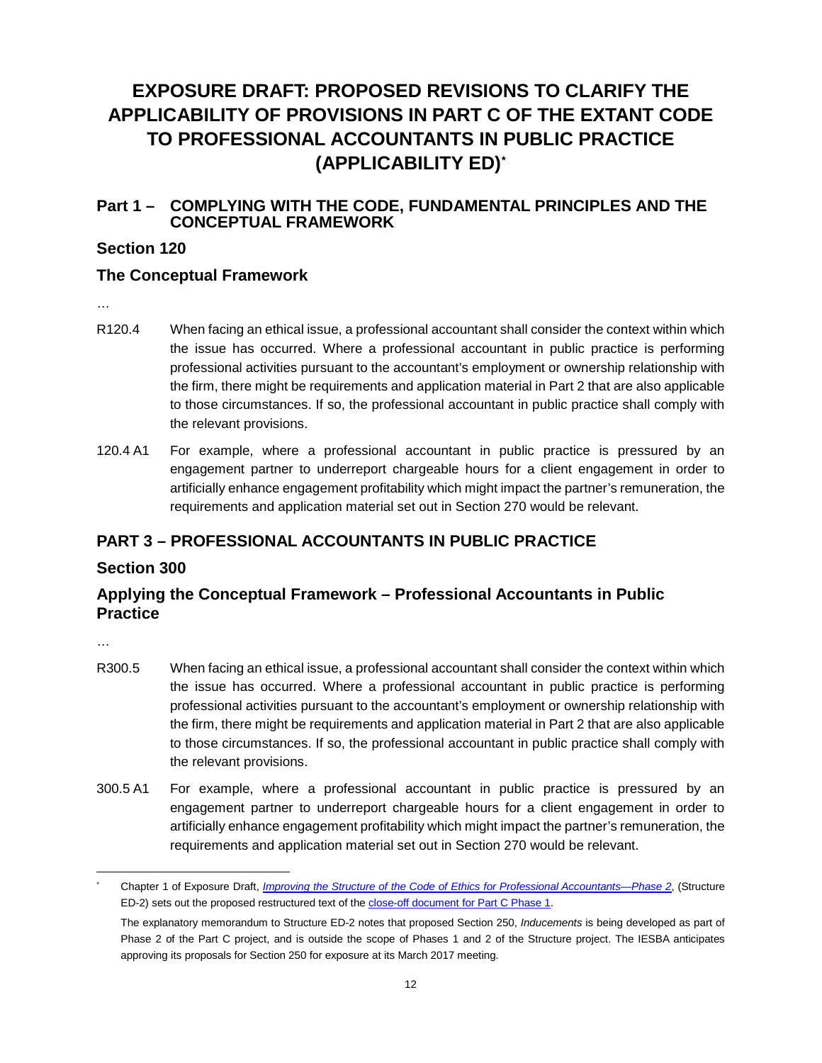# EXPOSURE DRAFT: PROPOSED REVISIONS TO CLARIFY THE APPLICABILITY OF PROVISIONS IN PART C OF THE EXTANT CODE TO PROFESSIONAL ACCOUNTANTS IN PUBLIC PRACTICE (APPLICABILITY ED)*

## Part 1 – COMPLYING WITH THE CODE, FUNDAMENTAL PRINCIPLES AND THE CONCEPTUAL FRAMEWORK

## Section 120

## The Conceptual Framework

…

R120.4 When facing an ethical issue, a professional accountant shall consider the context within which the issue has occurred. Where a professional accountant in public practice is performing professional activities pursuant to the accountant's employment or ownership relationship with the firm, there might be requirements and application material in Part 2 that are also applicable to those circumstances. If so, the professional accountant in public practice shall comply with the relevant provisions.

120.4 A1 For example, where a professional accountant in public practice is pressured by an engagement partner to underreport chargeable hours for a client engagement in order to artificially enhance engagement profitability which might impact the partner's remuneration, the requirements and application material set out in Section 270 would be relevant.

## PART 3 – PROFESSIONAL ACCOUNTANTS IN PUBLIC PRACTICE

## Section 300

## Applying the Conceptual Framework – Professional Accountants in Public Practice

…

R300.5 When facing an ethical issue, a professional accountant shall consider the context within which the issue has occurred. Where a professional accountant in public practice is performing professional activities pursuant to the accountant's employment or ownership relationship with the firm, there might be requirements and application material in Part 2 that are also applicable to those circumstances. If so, the professional accountant in public practice shall comply with the relevant provisions.

300.5 A1 For example, where a professional accountant in public practice is pressured by an engagement partner to underreport chargeable hours for a client engagement in order to artificially enhance engagement profitability which might impact the partner's remuneration, the requirements and application material set out in Section 270 would be relevant.

---

\* Chapter 1 of Exposure Draft, *Improving the Structure of the Code of Ethics for Professional Accountants—Phase 2*, (Structure ED-2) sets out the proposed restructured text of the close-off document for Part C Phase 1.

The explanatory memorandum to Structure ED-2 notes that proposed Section 250, *Inducements* is being developed as part of Phase 2 of the Part C project, and is outside the scope of Phases 1 and 2 of the Structure project. The IESBA anticipates approving its proposals for Section 250 for exposure at its March 2017 meeting.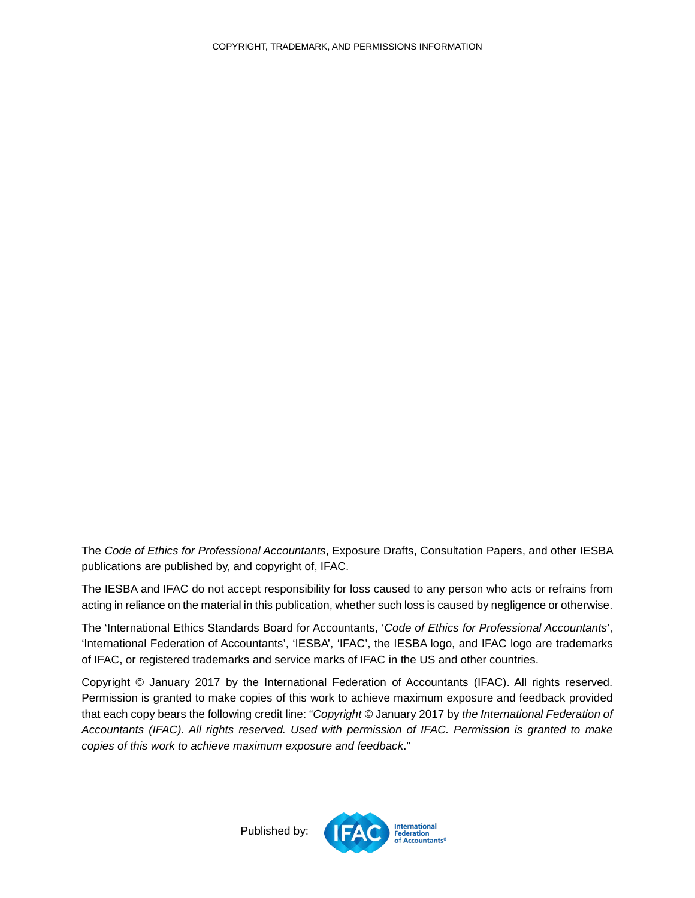COPYRIGHT, TRADEMARK, AND PERMISSIONS INFORMATION

The *Code of Ethics for Professional Accountants*, Exposure Drafts, Consultation Papers, and other IESBA publications are published by, and copyright of, IFAC.

The IESBA and IFAC do not accept responsibility for loss caused to any person who acts or refrains from acting in reliance on the material in this publication, whether such loss is caused by negligence or otherwise.

The 'International Ethics Standards Board for Accountants, '*Code of Ethics for Professional Accountants*', 'International Federation of Accountants', 'IESBA', 'IFAC', the IESBA logo, and IFAC logo are trademarks of IFAC, or registered trademarks and service marks of IFAC in the US and other countries.

Copyright © January 2017 by the International Federation of Accountants (IFAC). All rights reserved. Permission is granted to make copies of this work to achieve maximum exposure and feedback provided that each copy bears the following credit line: "*Copyright* © January 2017 by *the International Federation of Accountants (IFAC). All rights reserved. Used with permission of IFAC. Permission is granted to make copies of this work to achieve maximum exposure and feedback*."

Published by: IFAC International Federation of Accountants®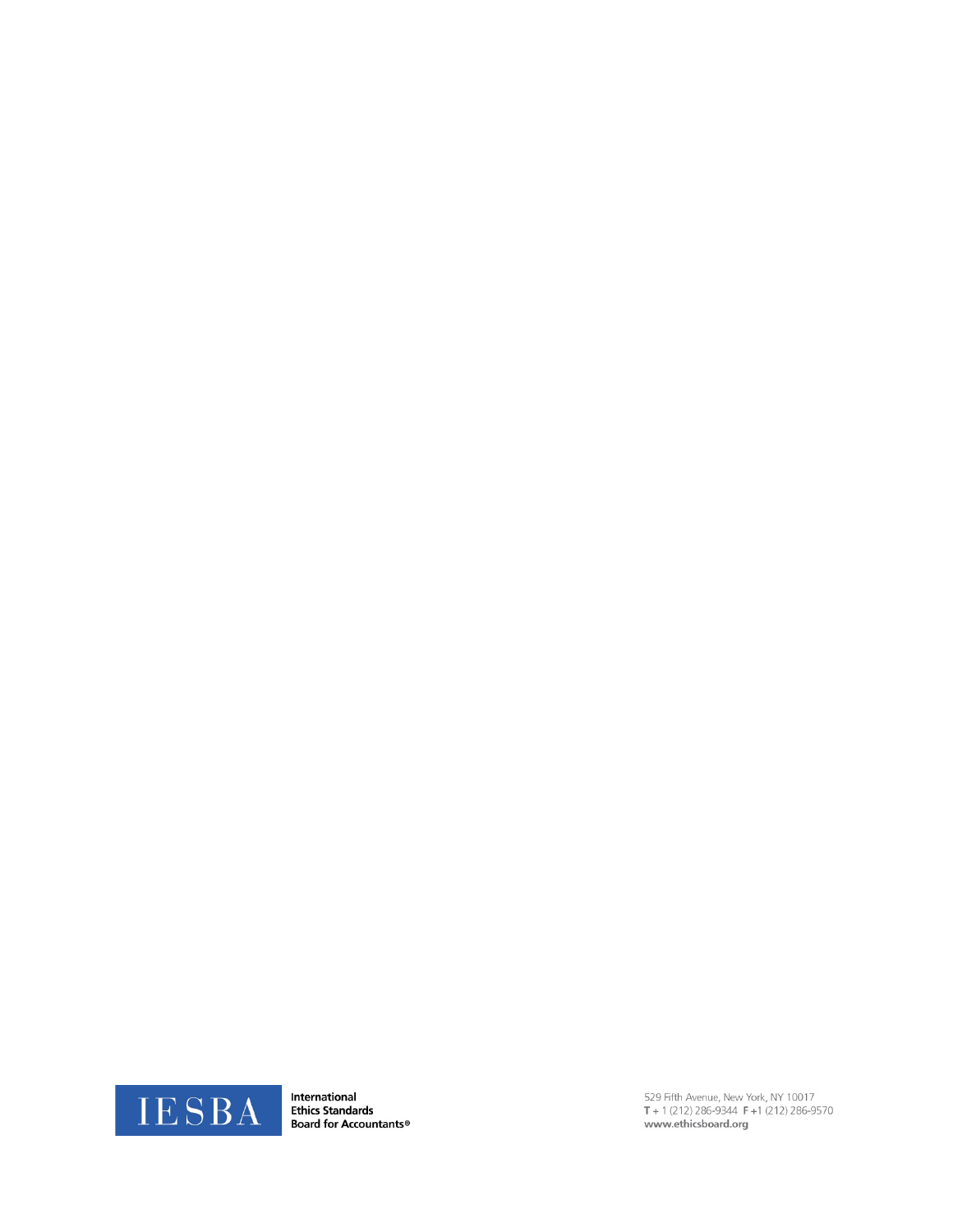IESBA

**International Ethics Standards Board for Accountants®**

529 Fifth Avenue, New York, NY 10017
**T** + 1 (212) 286-9344 **F** +1 (212) 286-9570
**www.ethicsboard.org**